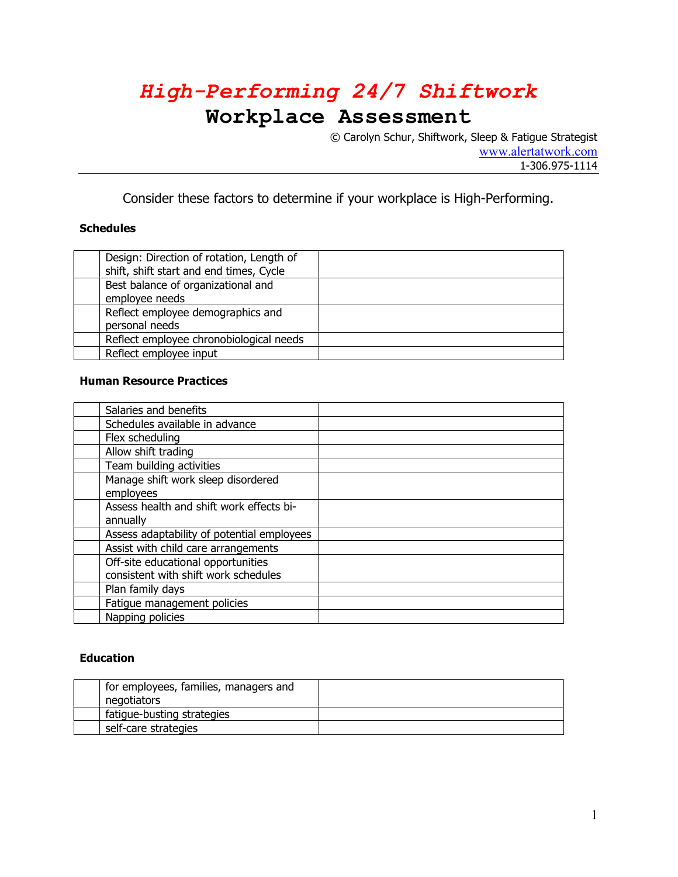# *High-Performing 24/7 Shiftwork*
# Workplace Assessment

© Carolyn Schur, Shiftwork, Sleep & Fatigue Strategist
www.alertatwork.com
1-306.975-1114

Consider these factors to determine if your workplace is High-Performing.

**Schedules**

| | | |
|---|---|---|
| | Design: Direction of rotation, Length of shift, shift start and end times, Cycle | |
| | Best balance of organizational and employee needs | |
| | Reflect employee demographics and personal needs | |
| | Reflect employee chronobiological needs | |
| | Reflect employee input | |

**Human Resource Practices**

| | | |
|---|---|---|
| | Salaries and benefits | |
| | Schedules available in advance | |
| | Flex scheduling | |
| | Allow shift trading | |
| | Team building activities | |
| | Manage shift work sleep disordered employees | |
| | Assess health and shift work effects bi-annually | |
| | Assess adaptability of potential employees | |
| | Assist with child care arrangements | |
| | Off-site educational opportunities consistent with shift work schedules | |
| | Plan family days | |
| | Fatigue management policies | |
| | Napping policies | |

**Education**

| | | |
|---|---|---|
| | for employees, families, managers and negotiators | |
| | fatigue-busting strategies | |
| | self-care strategies | |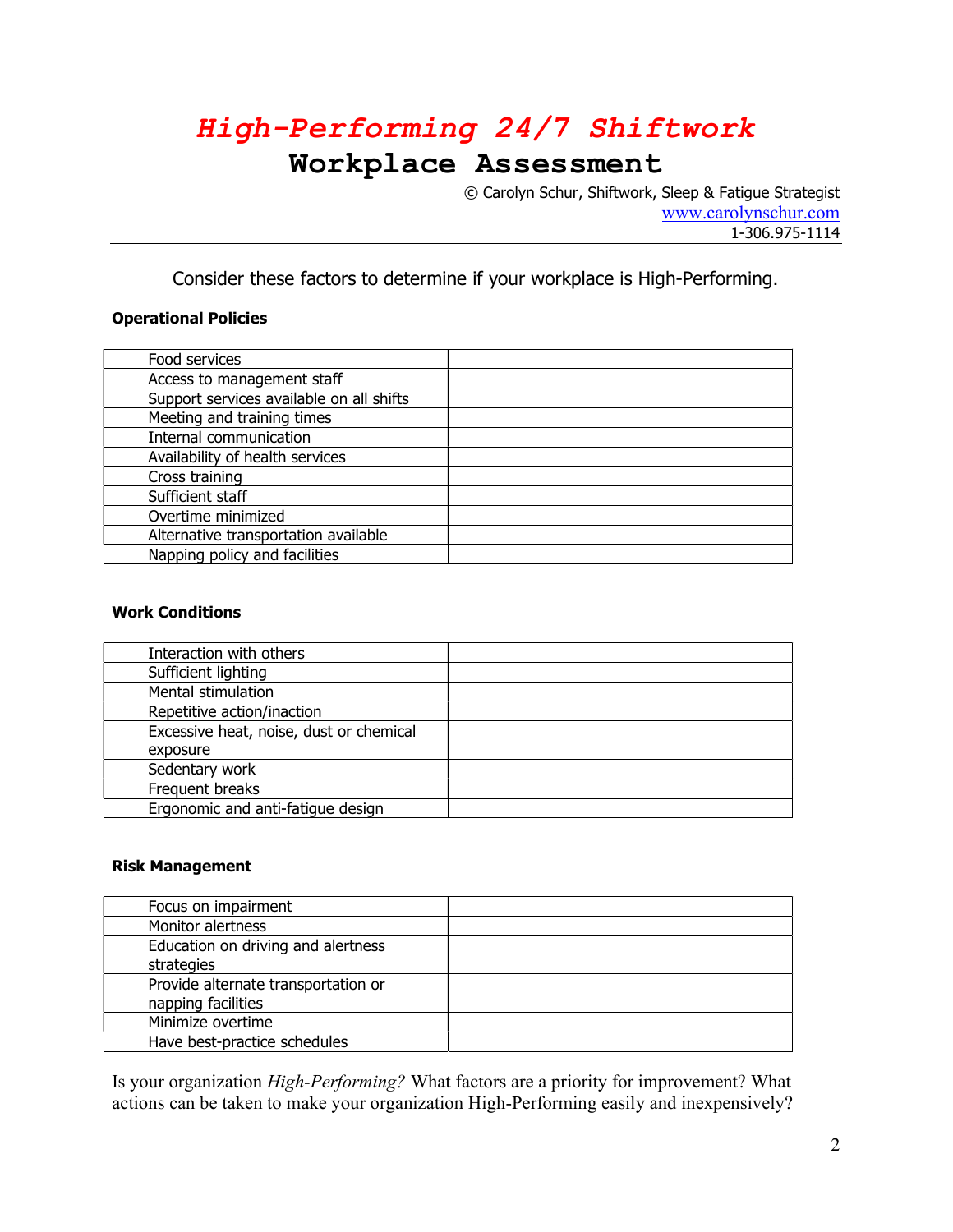# *High-Performing 24/7 Shiftwork*

## Workplace Assessment

© Carolyn Schur, Shiftwork, Sleep & Fatigue Strategist
[www.carolynschur.com](http://www.carolynschur.com)
1-306.975-1114

---

Consider these factors to determine if your workplace is High-Performing.

**Operational Policies**

| | | |
|---|---|---|
| | Food services | |
| | Access to management staff | |
| | Support services available on all shifts | |
| | Meeting and training times | |
| | Internal communication | |
| | Availability of health services | |
| | Cross training | |
| | Sufficient staff | |
| | Overtime minimized | |
| | Alternative transportation available | |
| | Napping policy and facilities | |

**Work Conditions**

| | | |
|---|---|---|
| | Interaction with others | |
| | Sufficient lighting | |
| | Mental stimulation | |
| | Repetitive action/inaction | |
| | Excessive heat, noise, dust or chemical exposure | |
| | Sedentary work | |
| | Frequent breaks | |
| | Ergonomic and anti-fatigue design | |

**Risk Management**

| | | |
|---|---|---|
| | Focus on impairment | |
| | Monitor alertness | |
| | Education on driving and alertness strategies | |
| | Provide alternate transportation or napping facilities | |
| | Minimize overtime | |
| | Have best-practice schedules | |

Is your organization *High-Performing?* What factors are a priority for improvement? What actions can be taken to make your organization High-Performing easily and inexpensively?